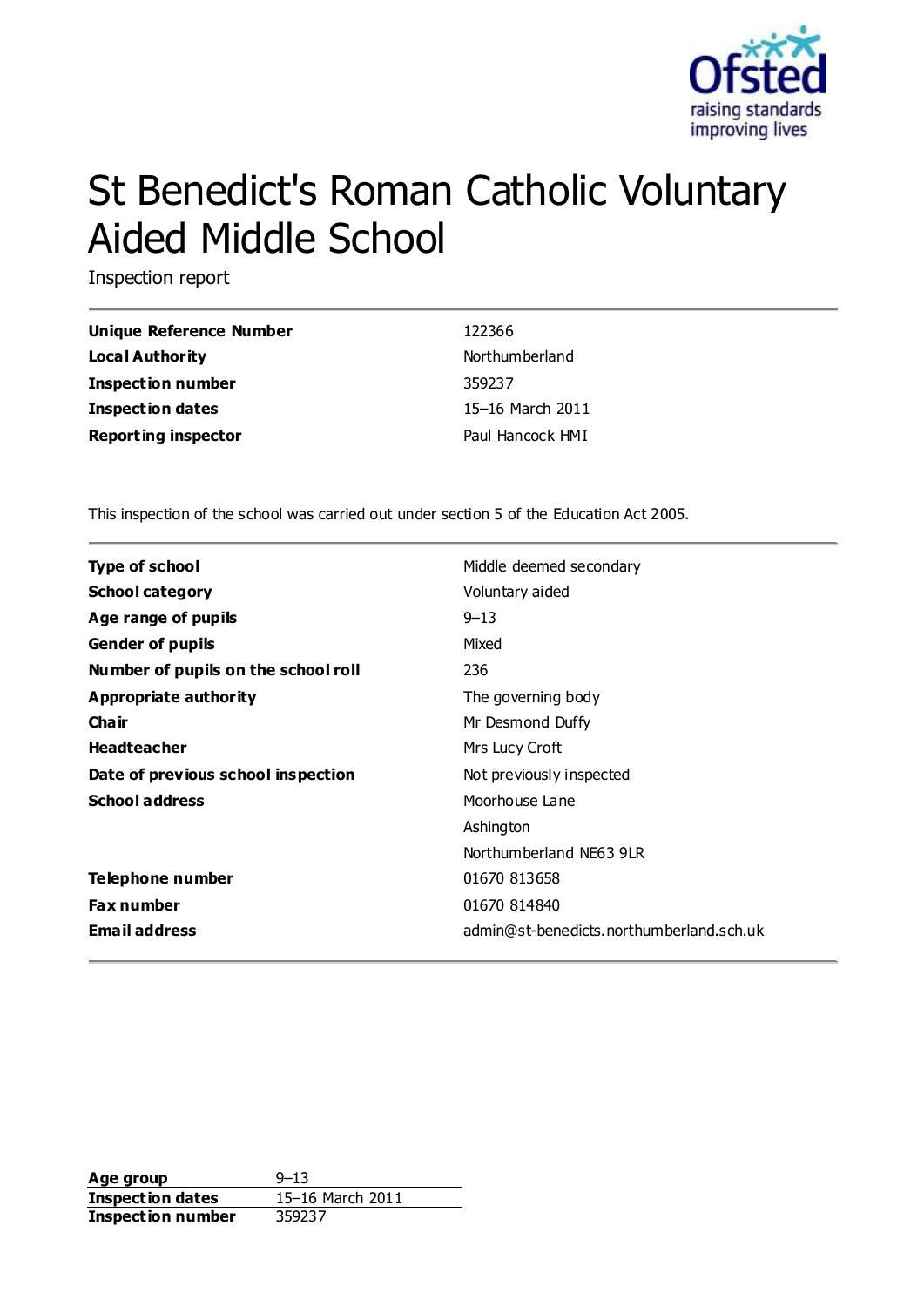# St Benedict's Roman Catholic Voluntary Aided Middle School

Inspection report

| | |
|---|---|
| **Unique Reference Number** | 122366 |
| **Local Authority** | Northumberland |
| **Inspection number** | 359237 |
| **Inspection dates** | 15–16 March 2011 |
| **Reporting inspector** | Paul Hancock HMI |

This inspection of the school was carried out under section 5 of the Education Act 2005.

| | |
|---|---|
| **Type of school** | Middle deemed secondary |
| **School category** | Voluntary aided |
| **Age range of pupils** | 9–13 |
| **Gender of pupils** | Mixed |
| **Number of pupils on the school roll** | 236 |
| **Appropriate authority** | The governing body |
| **Chair** | Mr Desmond Duffy |
| **Headteacher** | Mrs Lucy Croft |
| **Date of previous school inspection** | Not previously inspected |
| **School address** | Moorhouse Lane<br>Ashington<br>Northumberland NE63 9LR |
| **Telephone number** | 01670 813658 |
| **Fax number** | 01670 814840 |
| **Email address** | admin@st-benedicts.northumberland.sch.uk |

| | |
|---|---|
| **Age group** | 9–13 |
| **Inspection dates** | 15–16 March 2011 |
| **Inspection number** | 359237 |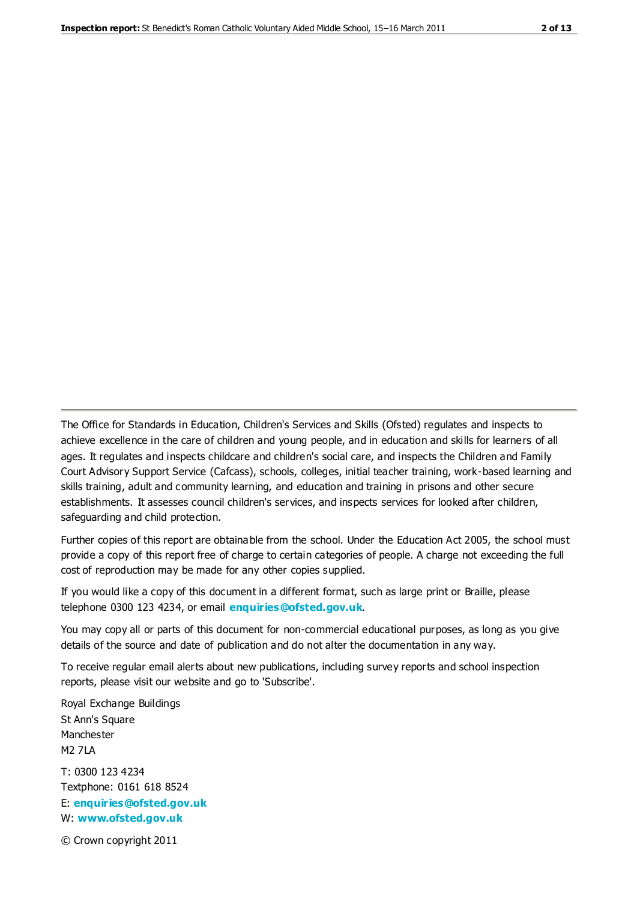The Office for Standards in Education, Children's Services and Skills (Ofsted) regulates and inspects to achieve excellence in the care of children and young people, and in education and skills for learners of all ages. It regulates and inspects childcare and children's social care, and inspects the Children and Family Court Advisory Support Service (Cafcass), schools, colleges, initial teacher training, work-based learning and skills training, adult and community learning, and education and training in prisons and other secure establishments. It assesses council children's services, and inspects services for looked after children, safeguarding and child protection.

Further copies of this report are obtainable from the school. Under the Education Act 2005, the school must provide a copy of this report free of charge to certain categories of people. A charge not exceeding the full cost of reproduction may be made for any other copies supplied.

If you would like a copy of this document in a different format, such as large print or Braille, please telephone 0300 123 4234, or email **enquiries@ofsted.gov.uk**.

You may copy all or parts of this document for non-commercial educational purposes, as long as you give details of the source and date of publication and do not alter the documentation in any way.

To receive regular email alerts about new publications, including survey reports and school inspection reports, please visit our website and go to 'Subscribe'.

Royal Exchange Buildings
St Ann's Square
Manchester
M2 7LA

T: 0300 123 4234
Textphone: 0161 618 8524
E: **enquiries@ofsted.gov.uk**
W: **www.ofsted.gov.uk**

© Crown copyright 2011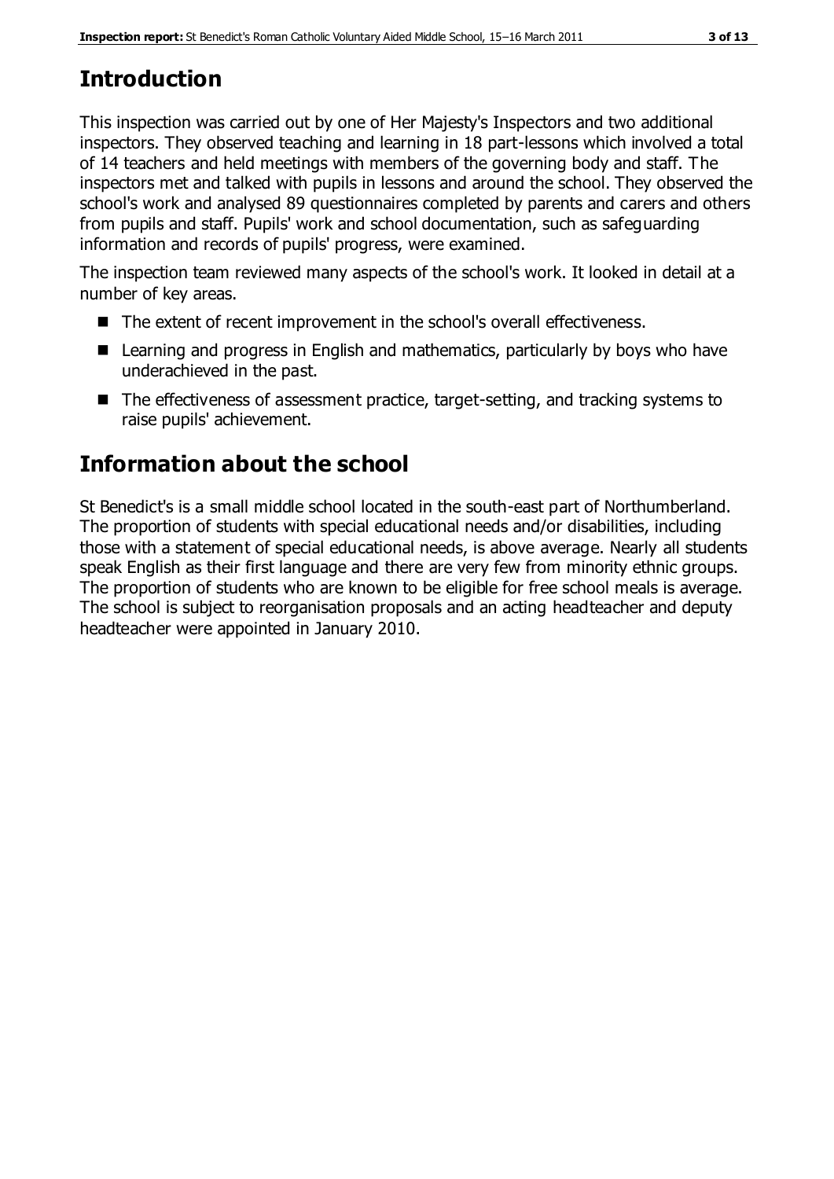## Introduction

This inspection was carried out by one of Her Majesty's Inspectors and two additional inspectors. They observed teaching and learning in 18 part-lessons which involved a total of 14 teachers and held meetings with members of the governing body and staff. The inspectors met and talked with pupils in lessons and around the school. They observed the school's work and analysed 89 questionnaires completed by parents and carers and others from pupils and staff. Pupils' work and school documentation, such as safeguarding information and records of pupils' progress, were examined.

The inspection team reviewed many aspects of the school's work. It looked in detail at a number of key areas.

- The extent of recent improvement in the school's overall effectiveness.
- Learning and progress in English and mathematics, particularly by boys who have underachieved in the past.
- The effectiveness of assessment practice, target-setting, and tracking systems to raise pupils' achievement.

## Information about the school

St Benedict's is a small middle school located in the south-east part of Northumberland. The proportion of students with special educational needs and/or disabilities, including those with a statement of special educational needs, is above average. Nearly all students speak English as their first language and there are very few from minority ethnic groups. The proportion of students who are known to be eligible for free school meals is average. The school is subject to reorganisation proposals and an acting headteacher and deputy headteacher were appointed in January 2010.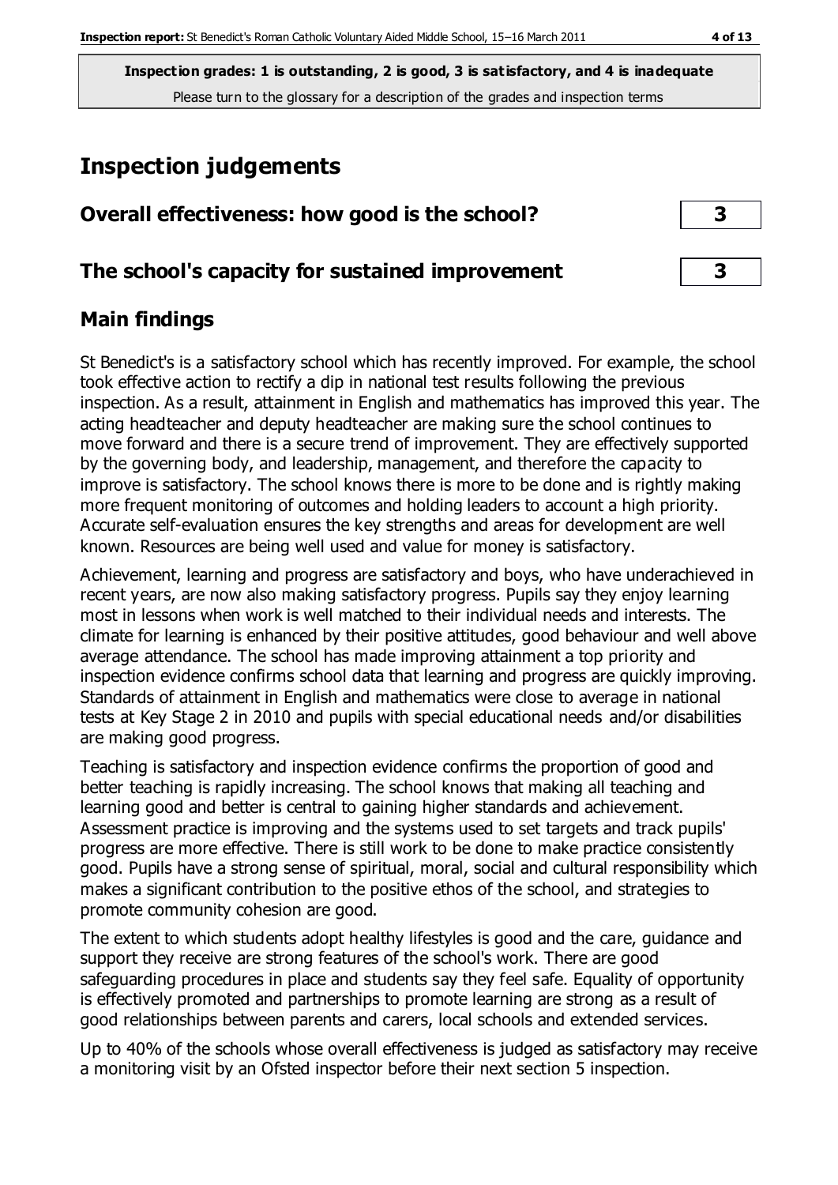**Inspection grades: 1 is outstanding, 2 is good, 3 is satisfactory, and 4 is inadequate**
Please turn to the glossary for a description of the grades and inspection terms

# Inspection judgements

| Overall effectiveness: how good is the school? | 3 |
|---|---|
| The school's capacity for sustained improvement | 3 |

## Main findings

St Benedict's is a satisfactory school which has recently improved. For example, the school took effective action to rectify a dip in national test results following the previous inspection. As a result, attainment in English and mathematics has improved this year. The acting headteacher and deputy headteacher are making sure the school continues to move forward and there is a secure trend of improvement. They are effectively supported by the governing body, and leadership, management, and therefore the capacity to improve is satisfactory. The school knows there is more to be done and is rightly making more frequent monitoring of outcomes and holding leaders to account a high priority. Accurate self-evaluation ensures the key strengths and areas for development are well known. Resources are being well used and value for money is satisfactory.

Achievement, learning and progress are satisfactory and boys, who have underachieved in recent years, are now also making satisfactory progress. Pupils say they enjoy learning most in lessons when work is well matched to their individual needs and interests. The climate for learning is enhanced by their positive attitudes, good behaviour and well above average attendance. The school has made improving attainment a top priority and inspection evidence confirms school data that learning and progress are quickly improving. Standards of attainment in English and mathematics were close to average in national tests at Key Stage 2 in 2010 and pupils with special educational needs and/or disabilities are making good progress.

Teaching is satisfactory and inspection evidence confirms the proportion of good and better teaching is rapidly increasing. The school knows that making all teaching and learning good and better is central to gaining higher standards and achievement. Assessment practice is improving and the systems used to set targets and track pupils' progress are more effective. There is still work to be done to make practice consistently good. Pupils have a strong sense of spiritual, moral, social and cultural responsibility which makes a significant contribution to the positive ethos of the school, and strategies to promote community cohesion are good.

The extent to which students adopt healthy lifestyles is good and the care, guidance and support they receive are strong features of the school's work. There are good safeguarding procedures in place and students say they feel safe. Equality of opportunity is effectively promoted and partnerships to promote learning are strong as a result of good relationships between parents and carers, local schools and extended services.

Up to 40% of the schools whose overall effectiveness is judged as satisfactory may receive a monitoring visit by an Ofsted inspector before their next section 5 inspection.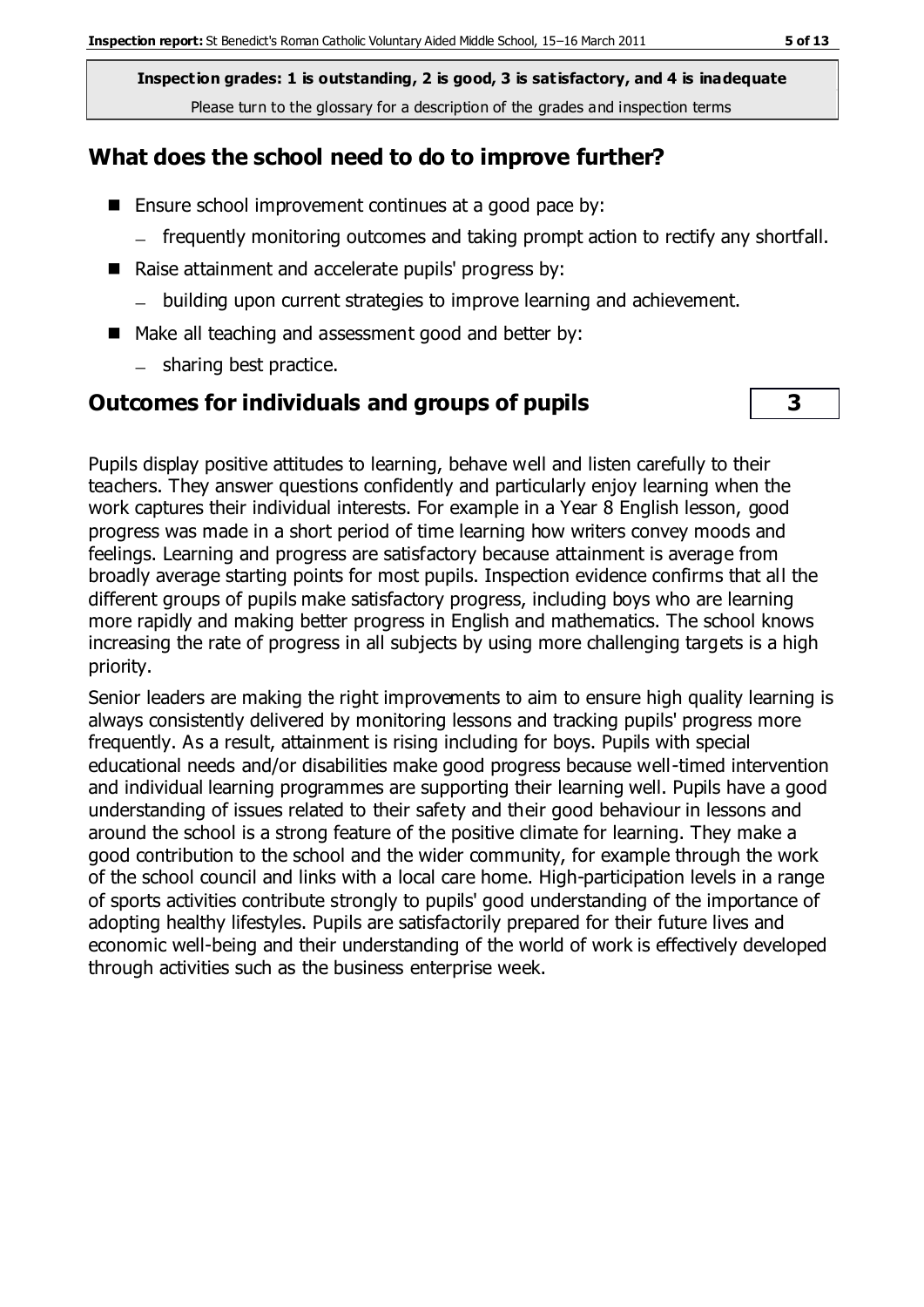**Inspection grades: 1 is outstanding, 2 is good, 3 is satisfactory, and 4 is inadequate**
Please turn to the glossary for a description of the grades and inspection terms

## What does the school need to do to improve further?

- Ensure school improvement continues at a good pace by:
  - frequently monitoring outcomes and taking prompt action to rectify any shortfall.
- Raise attainment and accelerate pupils' progress by:
  - building upon current strategies to improve learning and achievement.
- Make all teaching and assessment good and better by:
  - sharing best practice.

## Outcomes for individuals and groups of pupils — 3

Pupils display positive attitudes to learning, behave well and listen carefully to their teachers. They answer questions confidently and particularly enjoy learning when the work captures their individual interests. For example in a Year 8 English lesson, good progress was made in a short period of time learning how writers convey moods and feelings. Learning and progress are satisfactory because attainment is average from broadly average starting points for most pupils. Inspection evidence confirms that all the different groups of pupils make satisfactory progress, including boys who are learning more rapidly and making better progress in English and mathematics. The school knows increasing the rate of progress in all subjects by using more challenging targets is a high priority.

Senior leaders are making the right improvements to aim to ensure high quality learning is always consistently delivered by monitoring lessons and tracking pupils' progress more frequently. As a result, attainment is rising including for boys. Pupils with special educational needs and/or disabilities make good progress because well-timed intervention and individual learning programmes are supporting their learning well. Pupils have a good understanding of issues related to their safety and their good behaviour in lessons and around the school is a strong feature of the positive climate for learning. They make a good contribution to the school and the wider community, for example through the work of the school council and links with a local care home. High-participation levels in a range of sports activities contribute strongly to pupils' good understanding of the importance of adopting healthy lifestyles. Pupils are satisfactorily prepared for their future lives and economic well-being and their understanding of the world of work is effectively developed through activities such as the business enterprise week.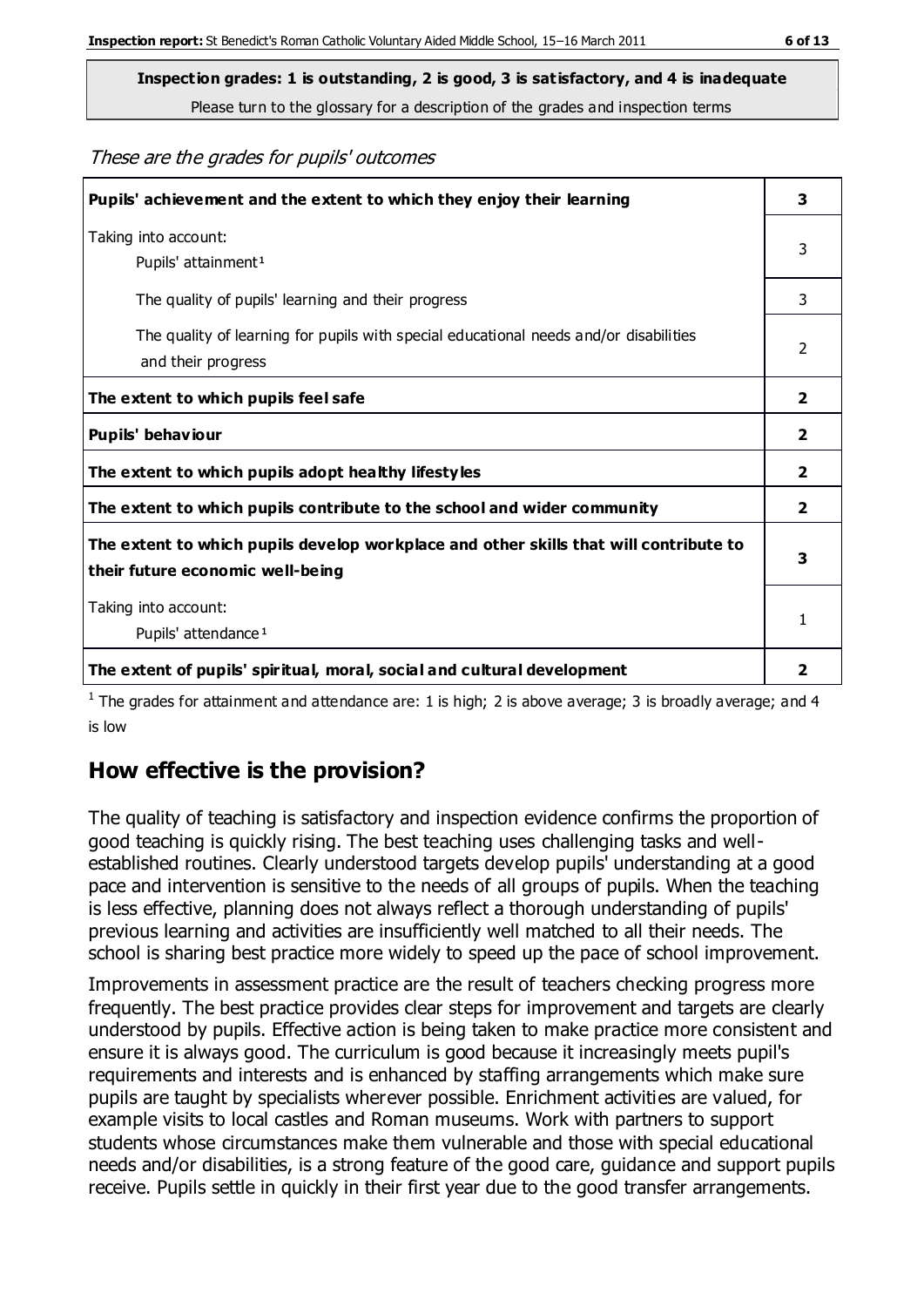**Inspection grades: 1 is outstanding, 2 is good, 3 is satisfactory, and 4 is inadequate**
Please turn to the glossary for a description of the grades and inspection terms

*These are the grades for pupils' outcomes*

| | |
|---|---|
| **Pupils' achievement and the extent to which they enjoy their learning** | **3** |
| Taking into account: Pupils' attainment[1] | 3 |
| The quality of pupils' learning and their progress | 3 |
| The quality of learning for pupils with special educational needs and/or disabilities and their progress | 2 |
| **The extent to which pupils feel safe** | **2** |
| **Pupils' behaviour** | **2** |
| **The extent to which pupils adopt healthy lifestyles** | **2** |
| **The extent to which pupils contribute to the school and wider community** | **2** |
| **The extent to which pupils develop workplace and other skills that will contribute to their future economic well-being** | **3** |
| Taking into account: Pupils' attendance[1] | 1 |
| **The extent of pupils' spiritual, moral, social and cultural development** | **2** |

[1] The grades for attainment and attendance are: 1 is high; 2 is above average; 3 is broadly average; and 4 is low

## How effective is the provision?

The quality of teaching is satisfactory and inspection evidence confirms the proportion of good teaching is quickly rising. The best teaching uses challenging tasks and well-established routines. Clearly understood targets develop pupils' understanding at a good pace and intervention is sensitive to the needs of all groups of pupils. When the teaching is less effective, planning does not always reflect a thorough understanding of pupils' previous learning and activities are insufficiently well matched to all their needs. The school is sharing best practice more widely to speed up the pace of school improvement.

Improvements in assessment practice are the result of teachers checking progress more frequently. The best practice provides clear steps for improvement and targets are clearly understood by pupils. Effective action is being taken to make practice more consistent and ensure it is always good. The curriculum is good because it increasingly meets pupil's requirements and interests and is enhanced by staffing arrangements which make sure pupils are taught by specialists wherever possible. Enrichment activities are valued, for example visits to local castles and Roman museums. Work with partners to support students whose circumstances make them vulnerable and those with special educational needs and/or disabilities, is a strong feature of the good care, guidance and support pupils receive. Pupils settle in quickly in their first year due to the good transfer arrangements.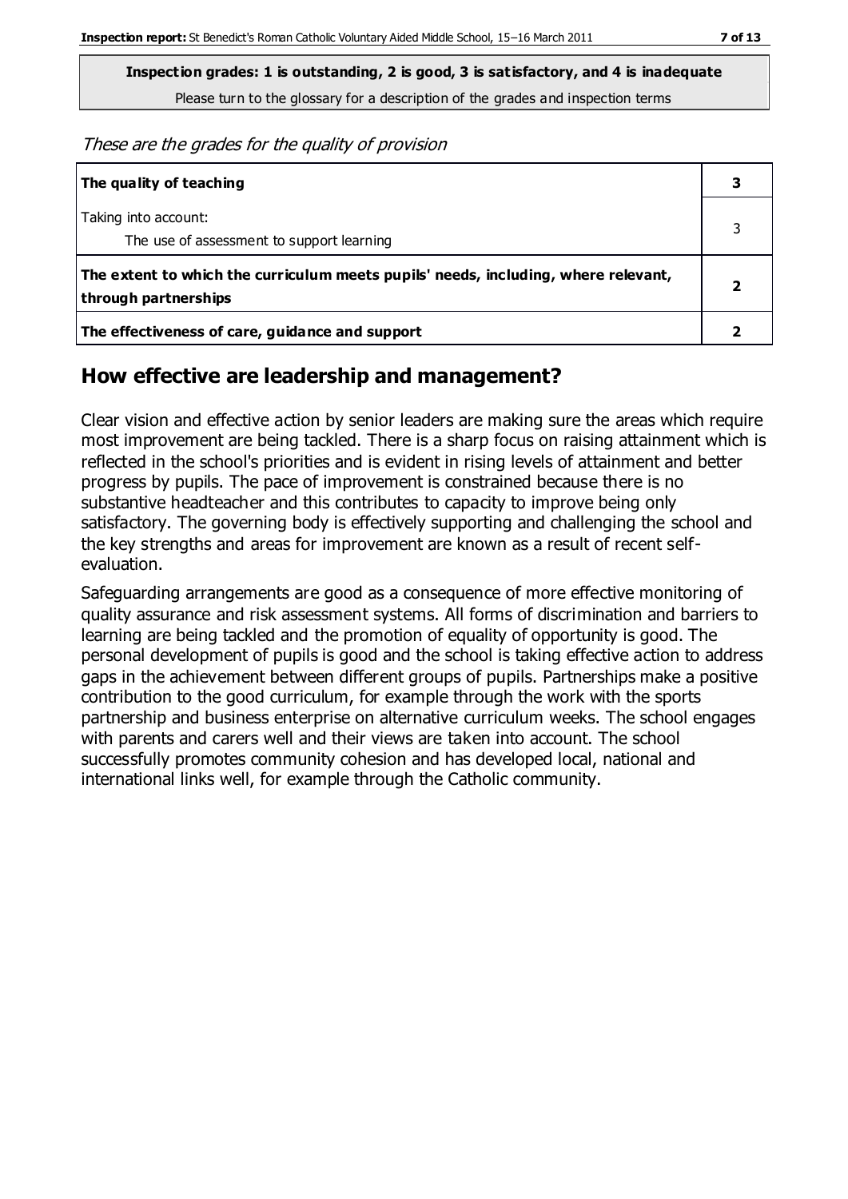**Inspection grades: 1 is outstanding, 2 is good, 3 is satisfactory, and 4 is inadequate**

Please turn to the glossary for a description of the grades and inspection terms

*These are the grades for the quality of provision*

| | |
|---|---|
| **The quality of teaching** | **3** |
| Taking into account:<br>The use of assessment to support learning | 3 |
| **The extent to which the curriculum meets pupils' needs, including, where relevant, through partnerships** | **2** |
| **The effectiveness of care, guidance and support** | **2** |

## How effective are leadership and management?

Clear vision and effective action by senior leaders are making sure the areas which require most improvement are being tackled. There is a sharp focus on raising attainment which is reflected in the school's priorities and is evident in rising levels of attainment and better progress by pupils. The pace of improvement is constrained because there is no substantive headteacher and this contributes to capacity to improve being only satisfactory. The governing body is effectively supporting and challenging the school and the key strengths and areas for improvement are known as a result of recent self-evaluation.

Safeguarding arrangements are good as a consequence of more effective monitoring of quality assurance and risk assessment systems. All forms of discrimination and barriers to learning are being tackled and the promotion of equality of opportunity is good. The personal development of pupils is good and the school is taking effective action to address gaps in the achievement between different groups of pupils. Partnerships make a positive contribution to the good curriculum, for example through the work with the sports partnership and business enterprise on alternative curriculum weeks. The school engages with parents and carers well and their views are taken into account. The school successfully promotes community cohesion and has developed local, national and international links well, for example through the Catholic community.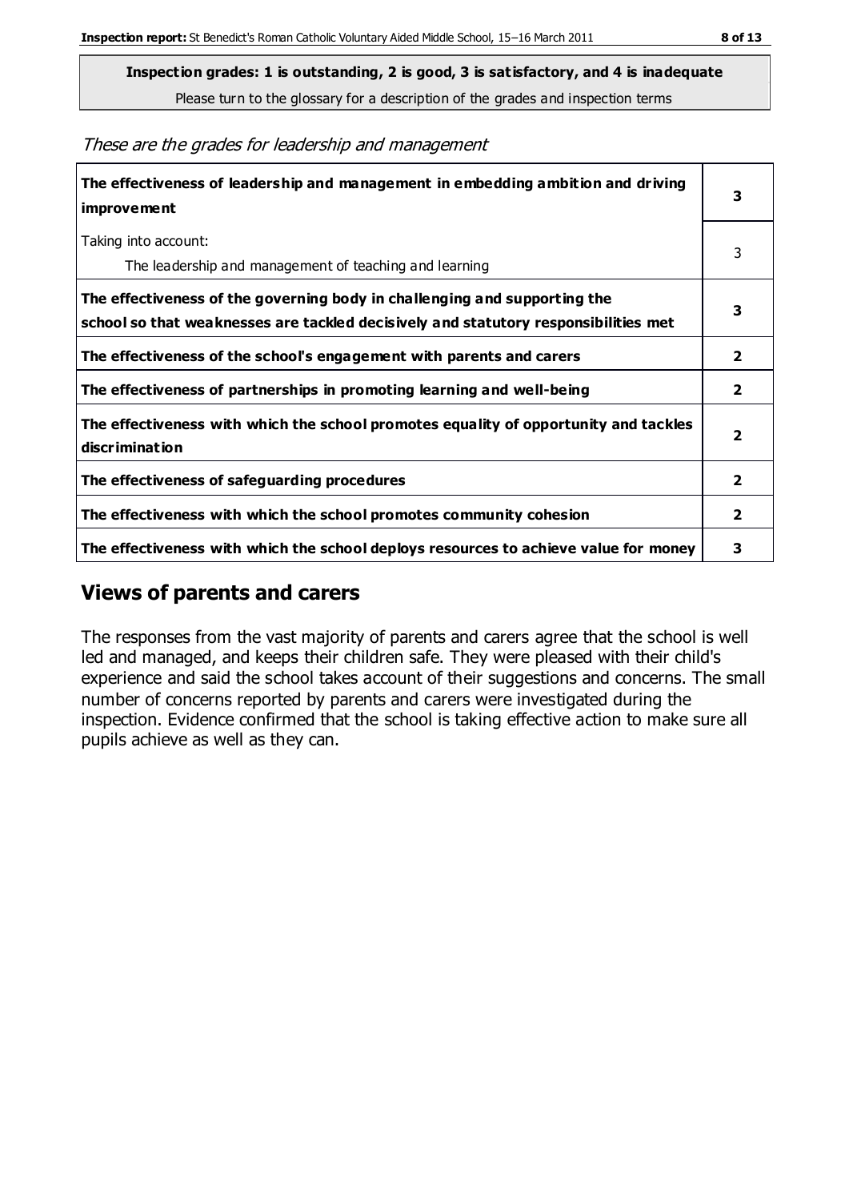**Inspection grades: 1 is outstanding, 2 is good, 3 is satisfactory, and 4 is inadequate**
Please turn to the glossary for a description of the grades and inspection terms

*These are the grades for leadership and management*

| | |
|---|---|
| **The effectiveness of leadership and management in embedding ambition and driving improvement** | **3** |
| Taking into account:<br>The leadership and management of teaching and learning | 3 |
| **The effectiveness of the governing body in challenging and supporting the school so that weaknesses are tackled decisively and statutory responsibilities met** | **3** |
| **The effectiveness of the school's engagement with parents and carers** | **2** |
| **The effectiveness of partnerships in promoting learning and well-being** | **2** |
| **The effectiveness with which the school promotes equality of opportunity and tackles discrimination** | **2** |
| **The effectiveness of safeguarding procedures** | **2** |
| **The effectiveness with which the school promotes community cohesion** | **2** |
| **The effectiveness with which the school deploys resources to achieve value for money** | **3** |

## Views of parents and carers

The responses from the vast majority of parents and carers agree that the school is well led and managed, and keeps their children safe. They were pleased with their child's experience and said the school takes account of their suggestions and concerns. The small number of concerns reported by parents and carers were investigated during the inspection. Evidence confirmed that the school is taking effective action to make sure all pupils achieve as well as they can.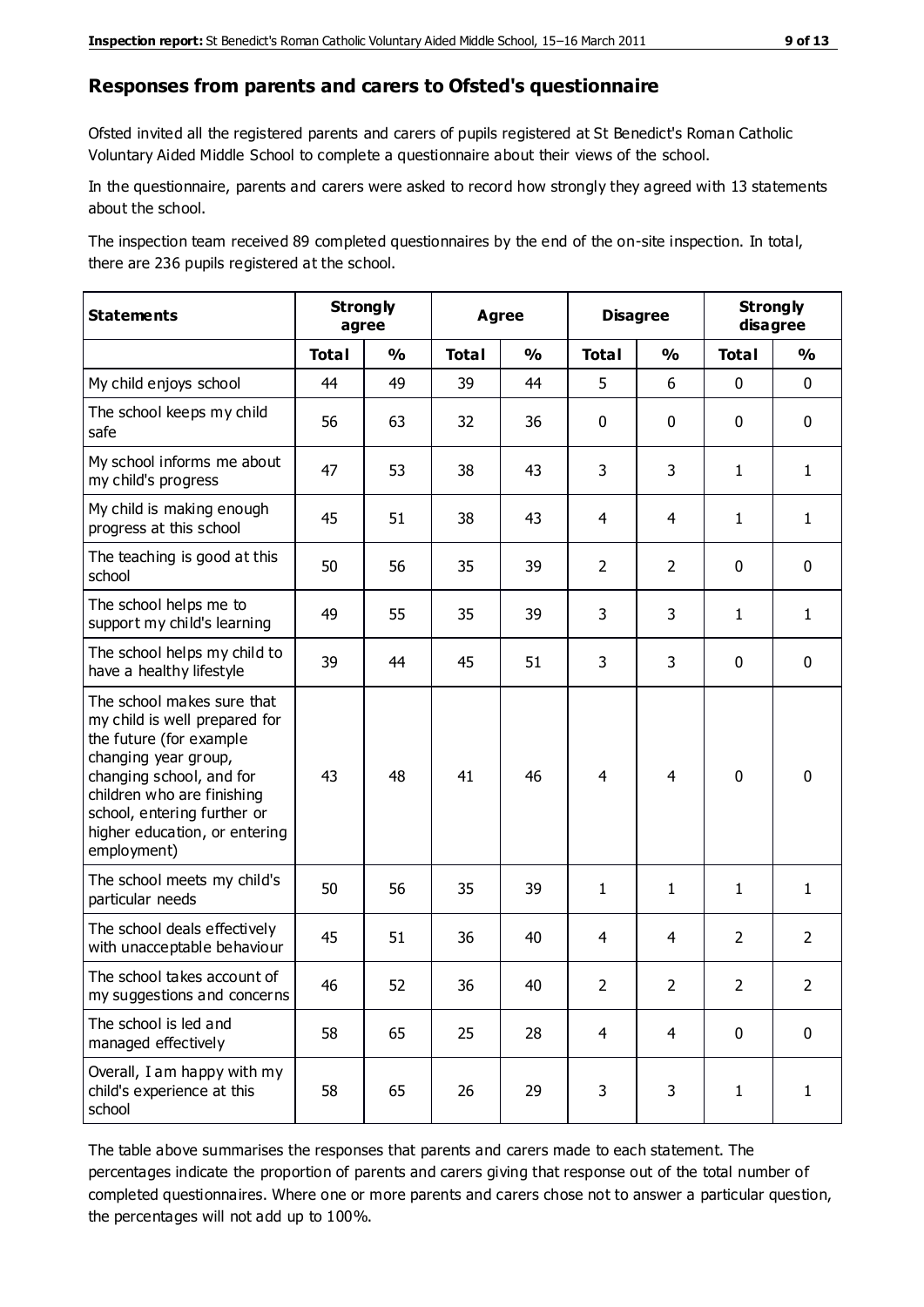## Responses from parents and carers to Ofsted's questionnaire

Ofsted invited all the registered parents and carers of pupils registered at St Benedict's Roman Catholic Voluntary Aided Middle School to complete a questionnaire about their views of the school.

In the questionnaire, parents and carers were asked to record how strongly they agreed with 13 statements about the school.

The inspection team received 89 completed questionnaires by the end of the on-site inspection. In total, there are 236 pupils registered at the school.

| Statements | Strongly agree | | Agree | | Disagree | | Strongly disagree | |
|---|---|---|---|---|---|---|---|---|
| | Total | % | Total | % | Total | % | Total | % |
| My child enjoys school | 44 | 49 | 39 | 44 | 5 | 6 | 0 | 0 |
| The school keeps my child safe | 56 | 63 | 32 | 36 | 0 | 0 | 0 | 0 |
| My school informs me about my child's progress | 47 | 53 | 38 | 43 | 3 | 3 | 1 | 1 |
| My child is making enough progress at this school | 45 | 51 | 38 | 43 | 4 | 4 | 1 | 1 |
| The teaching is good at this school | 50 | 56 | 35 | 39 | 2 | 2 | 0 | 0 |
| The school helps me to support my child's learning | 49 | 55 | 35 | 39 | 3 | 3 | 1 | 1 |
| The school helps my child to have a healthy lifestyle | 39 | 44 | 45 | 51 | 3 | 3 | 0 | 0 |
| The school makes sure that my child is well prepared for the future (for example changing year group, changing school, and for children who are finishing school, entering further or higher education, or entering employment) | 43 | 48 | 41 | 46 | 4 | 4 | 0 | 0 |
| The school meets my child's particular needs | 50 | 56 | 35 | 39 | 1 | 1 | 1 | 1 |
| The school deals effectively with unacceptable behaviour | 45 | 51 | 36 | 40 | 4 | 4 | 2 | 2 |
| The school takes account of my suggestions and concerns | 46 | 52 | 36 | 40 | 2 | 2 | 2 | 2 |
| The school is led and managed effectively | 58 | 65 | 25 | 28 | 4 | 4 | 0 | 0 |
| Overall, I am happy with my child's experience at this school | 58 | 65 | 26 | 29 | 3 | 3 | 1 | 1 |

The table above summarises the responses that parents and carers made to each statement. The percentages indicate the proportion of parents and carers giving that response out of the total number of completed questionnaires. Where one or more parents and carers chose not to answer a particular question, the percentages will not add up to 100%.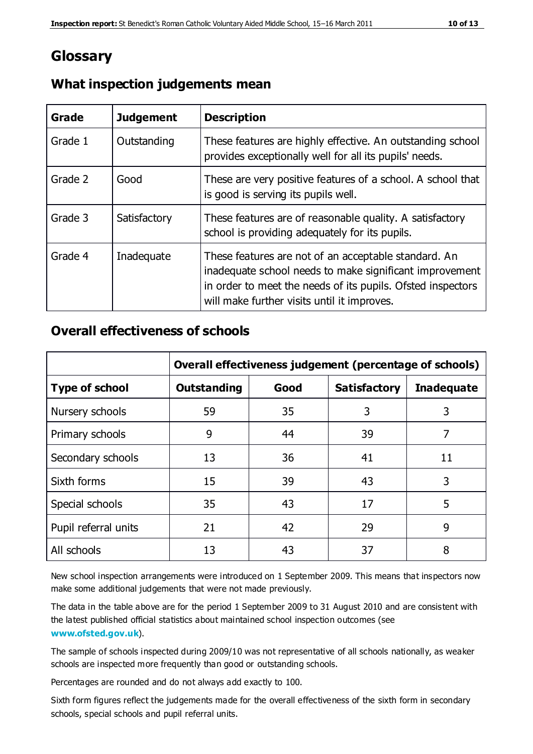# Glossary

## What inspection judgements mean

| Grade | Judgement | Description |
|---|---|---|
| Grade 1 | Outstanding | These features are highly effective. An outstanding school provides exceptionally well for all its pupils' needs. |
| Grade 2 | Good | These are very positive features of a school. A school that is good is serving its pupils well. |
| Grade 3 | Satisfactory | These features are of reasonable quality. A satisfactory school is providing adequately for its pupils. |
| Grade 4 | Inadequate | These features are not of an acceptable standard. An inadequate school needs to make significant improvement in order to meet the needs of its pupils. Ofsted inspectors will make further visits until it improves. |

## Overall effectiveness of schools

| | Overall effectiveness judgement (percentage of schools) | | | |
|---|---|---|---|---|
| **Type of school** | **Outstanding** | **Good** | **Satisfactory** | **Inadequate** |
| Nursery schools | 59 | 35 | 3 | 3 |
| Primary schools | 9 | 44 | 39 | 7 |
| Secondary schools | 13 | 36 | 41 | 11 |
| Sixth forms | 15 | 39 | 43 | 3 |
| Special schools | 35 | 43 | 17 | 5 |
| Pupil referral units | 21 | 42 | 29 | 9 |
| All schools | 13 | 43 | 37 | 8 |

New school inspection arrangements were introduced on 1 September 2009. This means that inspectors now make some additional judgements that were not made previously.

The data in the table above are for the period 1 September 2009 to 31 August 2010 and are consistent with the latest published official statistics about maintained school inspection outcomes (see **www.ofsted.gov.uk**).

The sample of schools inspected during 2009/10 was not representative of all schools nationally, as weaker schools are inspected more frequently than good or outstanding schools.

Percentages are rounded and do not always add exactly to 100.

Sixth form figures reflect the judgements made for the overall effectiveness of the sixth form in secondary schools, special schools and pupil referral units.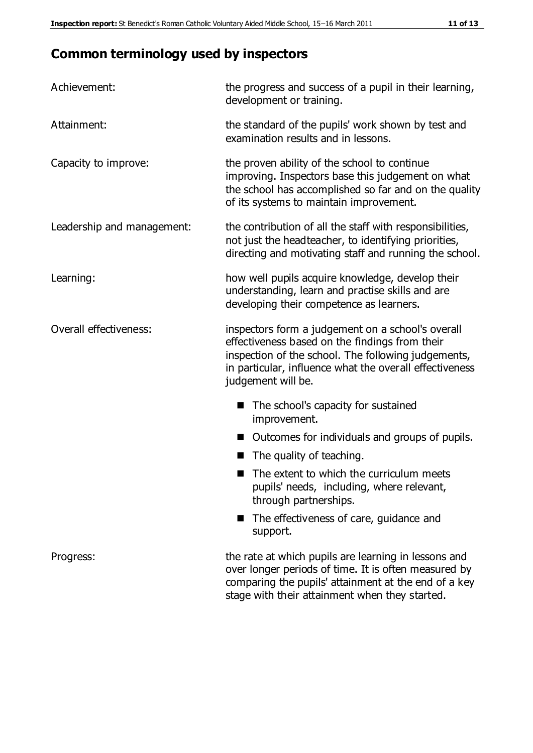## Common terminology used by inspectors

| | |
|---|---|
| Achievement: | the progress and success of a pupil in their learning, development or training. |
| Attainment: | the standard of the pupils' work shown by test and examination results and in lessons. |
| Capacity to improve: | the proven ability of the school to continue improving. Inspectors base this judgement on what the school has accomplished so far and on the quality of its systems to maintain improvement. |
| Leadership and management: | the contribution of all the staff with responsibilities, not just the headteacher, to identifying priorities, directing and motivating staff and running the school. |
| Learning: | how well pupils acquire knowledge, develop their understanding, learn and practise skills and are developing their competence as learners. |
| Overall effectiveness: | inspectors form a judgement on a school's overall effectiveness based on the findings from their inspection of the school. The following judgements, in particular, influence what the overall effectiveness judgement will be.<br>■ The school's capacity for sustained improvement.<br>■ Outcomes for individuals and groups of pupils.<br>■ The quality of teaching.<br>■ The extent to which the curriculum meets pupils' needs, including, where relevant, through partnerships.<br>■ The effectiveness of care, guidance and support. |
| Progress: | the rate at which pupils are learning in lessons and over longer periods of time. It is often measured by comparing the pupils' attainment at the end of a key stage with their attainment when they started. |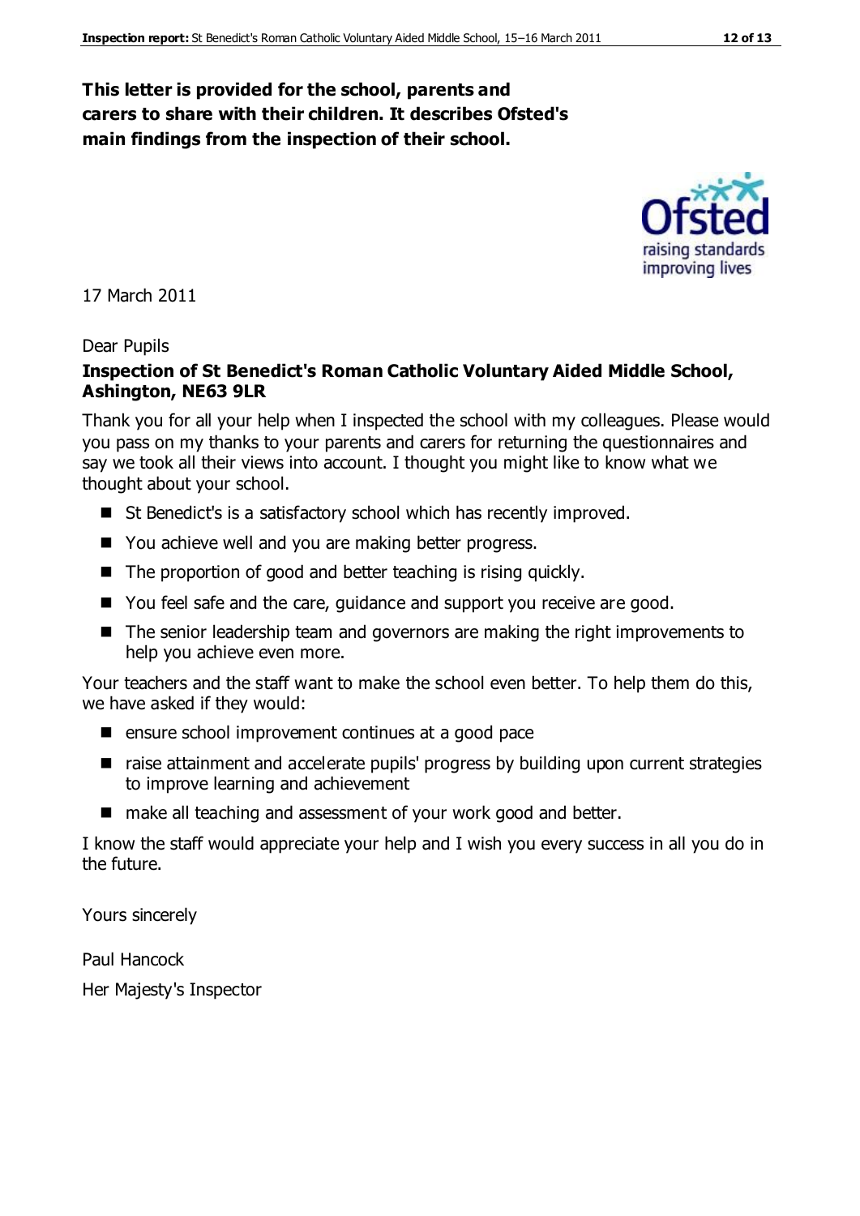**This letter is provided for the school, parents and carers to share with their children. It describes Ofsted's main findings from the inspection of their school.**

17 March 2011

Dear Pupils

**Inspection of St Benedict's Roman Catholic Voluntary Aided Middle School, Ashington, NE63 9LR**

Thank you for all your help when I inspected the school with my colleagues. Please would you pass on my thanks to your parents and carers for returning the questionnaires and say we took all their views into account. I thought you might like to know what we thought about your school.

- St Benedict's is a satisfactory school which has recently improved.
- You achieve well and you are making better progress.
- The proportion of good and better teaching is rising quickly.
- You feel safe and the care, guidance and support you receive are good.
- The senior leadership team and governors are making the right improvements to help you achieve even more.

Your teachers and the staff want to make the school even better. To help them do this, we have asked if they would:

- ensure school improvement continues at a good pace
- raise attainment and accelerate pupils' progress by building upon current strategies to improve learning and achievement
- make all teaching and assessment of your work good and better.

I know the staff would appreciate your help and I wish you every success in all you do in the future.

Yours sincerely

Paul Hancock

Her Majesty's Inspector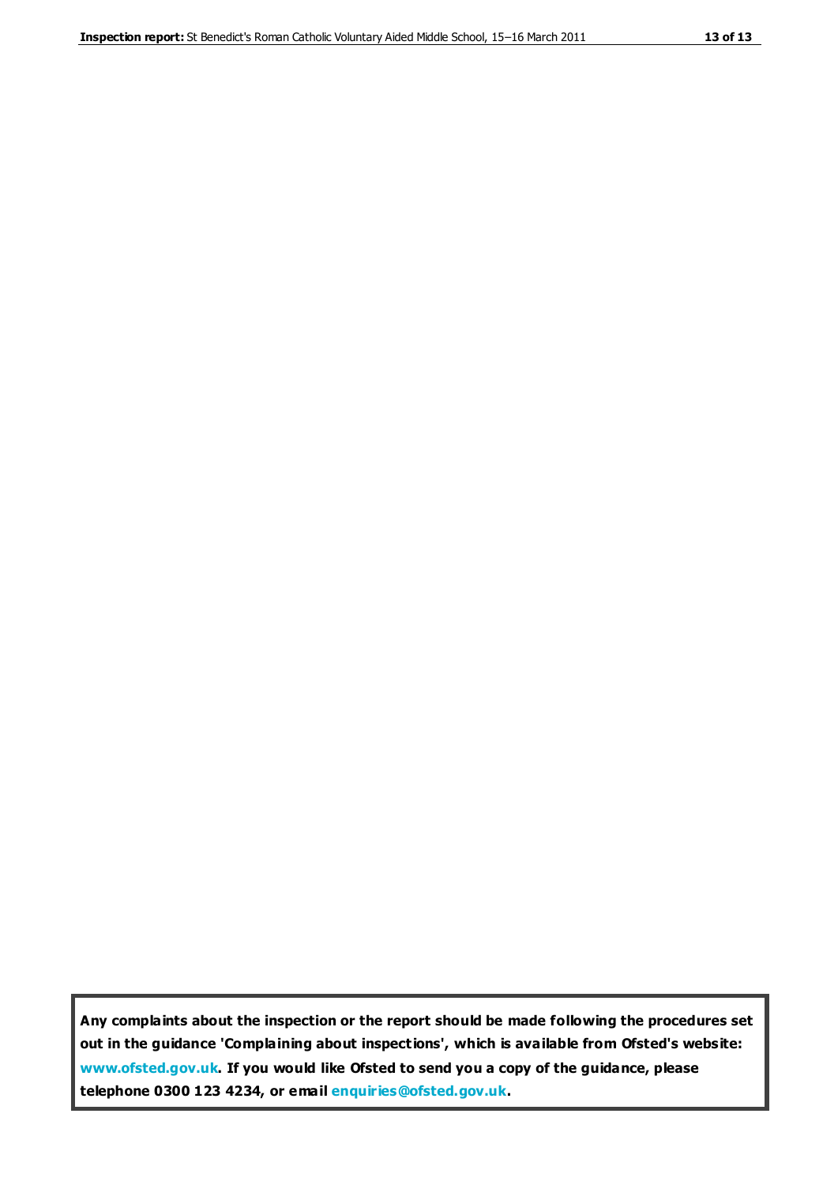**Any complaints about the inspection or the report should be made following the procedures set out in the guidance 'Complaining about inspections', which is available from Ofsted's website: www.ofsted.gov.uk. If you would like Ofsted to send you a copy of the guidance, please telephone 0300 123 4234, or email enquiries@ofsted.gov.uk.**